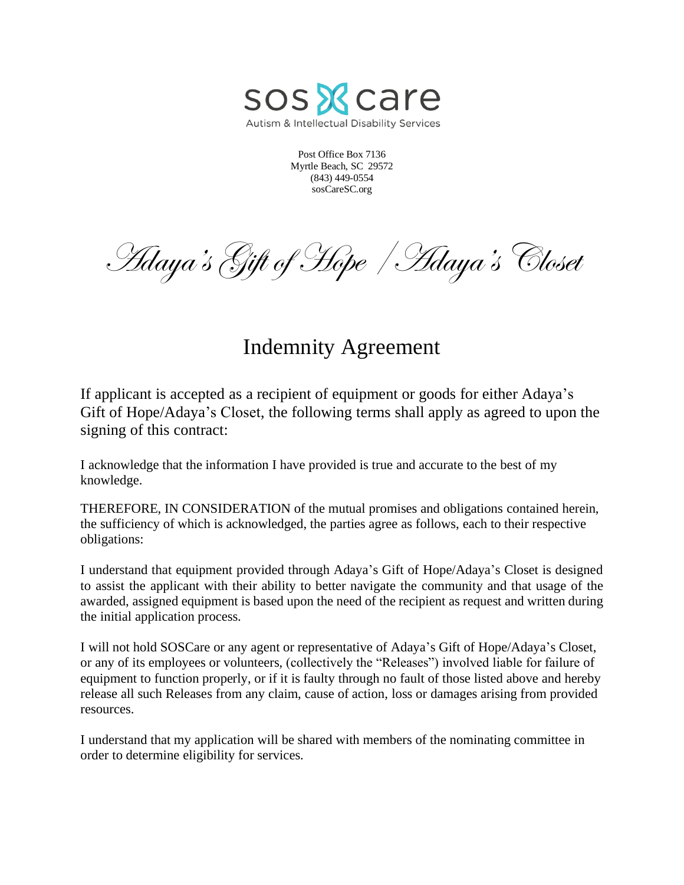sos care

Autism & Intellectual Disability Services

Post Office Box 7136
Myrtle Beach, SC 29572
(843) 449-0554
sosCareSC.org

*Adaya's Gift of Hope / Adaya's Closet*

# Indemnity Agreement

If applicant is accepted as a recipient of equipment or goods for either Adaya's Gift of Hope/Adaya's Closet, the following terms shall apply as agreed to upon the signing of this contract:

I acknowledge that the information I have provided is true and accurate to the best of my knowledge.

THEREFORE, IN CONSIDERATION of the mutual promises and obligations contained herein, the sufficiency of which is acknowledged, the parties agree as follows, each to their respective obligations:

I understand that equipment provided through Adaya's Gift of Hope/Adaya's Closet is designed to assist the applicant with their ability to better navigate the community and that usage of the awarded, assigned equipment is based upon the need of the recipient as request and written during the initial application process.

I will not hold SOSCare or any agent or representative of Adaya's Gift of Hope/Adaya's Closet, or any of its employees or volunteers, (collectively the "Releases") involved liable for failure of equipment to function properly, or if it is faulty through no fault of those listed above and hereby release all such Releases from any claim, cause of action, loss or damages arising from provided resources.

I understand that my application will be shared with members of the nominating committee in order to determine eligibility for services.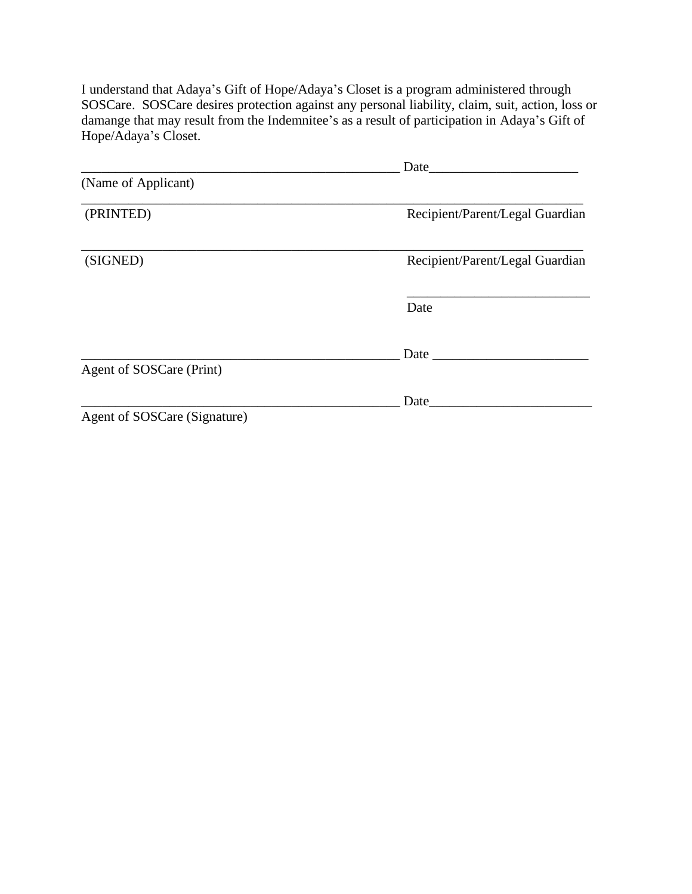I understand that Adaya's Gift of Hope/Adaya's Closet is a program administered through SOSCare. SOSCare desires protection against any personal liability, claim, suit, action, loss or damange that may result from the Indemnitee's as a result of participation in Adaya's Gift of Hope/Adaya's Closet.

_________________________________________________ Date______________________
(Name of Applicant)

_____________________________________________________________________________
(PRINTED) Recipient/Parent/Legal Guardian

_____________________________________________________________________________
(SIGNED) Recipient/Parent/Legal Guardian

___________________________
Date

_________________________________________________ Date _______________________
Agent of SOSCare (Print)

_________________________________________________ Date________________________
Agent of SOSCare (Signature)